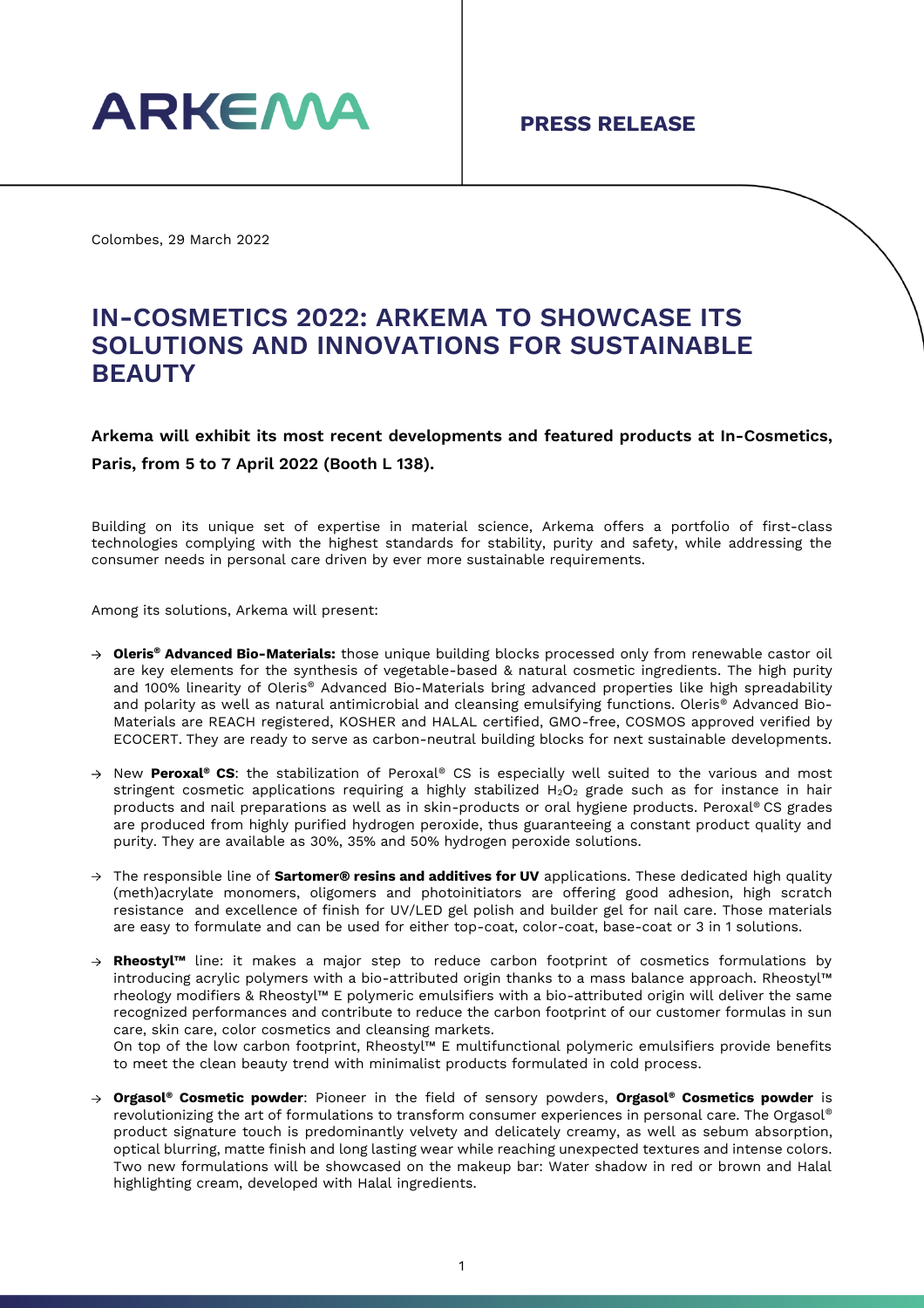ARKEMA

**PRESS RELEASE**

Colombes, 29 March 2022

# IN-COSMETICS 2022: ARKEMA TO SHOWCASE ITS SOLUTIONS AND INNOVATIONS FOR SUSTAINABLE BEAUTY

**Arkema will exhibit its most recent developments and featured products at In-Cosmetics, Paris, from 5 to 7 April 2022 (Booth L 138).**

Building on its unique set of expertise in material science, Arkema offers a portfolio of first-class technologies complying with the highest standards for stability, purity and safety, while addressing the consumer needs in personal care driven by ever more sustainable requirements.

Among its solutions, Arkema will present:

- **Oleris® Advanced Bio-Materials:** those unique building blocks processed only from renewable castor oil are key elements for the synthesis of vegetable-based & natural cosmetic ingredients. The high purity and 100% linearity of Oleris® Advanced Bio-Materials bring advanced properties like high spreadability and polarity as well as natural antimicrobial and cleansing emulsifying functions. Oleris® Advanced Bio-Materials are REACH registered, KOSHER and HALAL certified, GMO-free, COSMOS approved verified by ECOCERT. They are ready to serve as carbon-neutral building blocks for next sustainable developments.
- New **Peroxal® CS**: the stabilization of Peroxal® CS is especially well suited to the various and most stringent cosmetic applications requiring a highly stabilized $H_2O_2$ grade such as for instance in hair products and nail preparations as well as in skin-products or oral hygiene products. Peroxal® CS grades are produced from highly purified hydrogen peroxide, thus guaranteeing a constant product quality and purity. They are available as 30%, 35% and 50% hydrogen peroxide solutions.
- The responsible line of **Sartomer® resins and additives for UV** applications. These dedicated high quality (meth)acrylate monomers, oligomers and photoinitiators are offering good adhesion, high scratch resistance and excellence of finish for UV/LED gel polish and builder gel for nail care. Those materials are easy to formulate and can be used for either top-coat, color-coat, base-coat or 3 in 1 solutions.
- **Rheostyl™** line: it makes a major step to reduce carbon footprint of cosmetics formulations by introducing acrylic polymers with a bio-attributed origin thanks to a mass balance approach. Rheostyl™ rheology modifiers & Rheostyl™ E polymeric emulsifiers with a bio-attributed origin will deliver the same recognized performances and contribute to reduce the carbon footprint of our customer formulas in sun care, skin care, color cosmetics and cleansing markets.
  On top of the low carbon footprint, Rheostyl™ E multifunctional polymeric emulsifiers provide benefits to meet the clean beauty trend with minimalist products formulated in cold process.
- **Orgasol® Cosmetic powder**: Pioneer in the field of sensory powders, **Orgasol® Cosmetics powder** is revolutionizing the art of formulations to transform consumer experiences in personal care. The Orgasol® product signature touch is predominantly velvety and delicately creamy, as well as sebum absorption, optical blurring, matte finish and long lasting wear while reaching unexpected textures and intense colors. Two new formulations will be showcased on the makeup bar: Water shadow in red or brown and Halal highlighting cream, developed with Halal ingredients.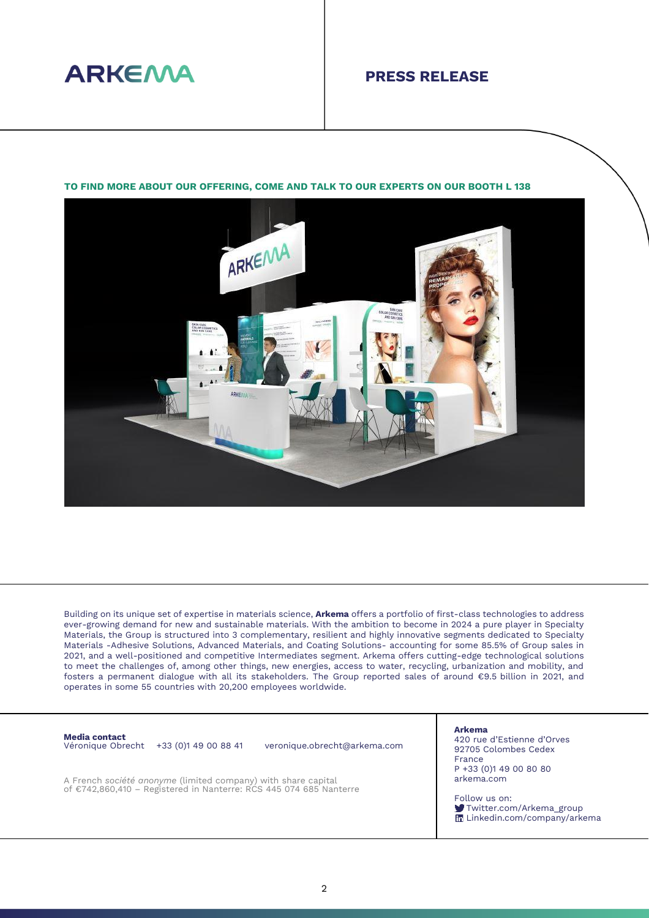**TO FIND MORE ABOUT OUR OFFERING, COME AND TALK TO OUR EXPERTS ON OUR BOOTH L 138**

Building on its unique set of expertise in materials science, **Arkema** offers a portfolio of first-class technologies to address ever-growing demand for new and sustainable materials. With the ambition to become in 2024 a pure player in Specialty Materials, the Group is structured into 3 complementary, resilient and highly innovative segments dedicated to Specialty Materials -Adhesive Solutions, Advanced Materials, and Coating Solutions- accounting for some 85.5% of Group sales in 2021, and a well-positioned and competitive Intermediates segment. Arkema offers cutting-edge technological solutions to meet the challenges of, among other things, new energies, access to water, recycling, urbanization and mobility, and fosters a permanent dialogue with all its stakeholders. The Group reported sales of around €9.5 billion in 2021, and operates in some 55 countries with 20,200 employees worldwide.

**Media contact**
Véronique Obrecht +33 (0)1 49 00 88 41 veronique.obrecht@arkema.com

A French *société anonyme* (limited company) with share capital of €742,860,410 – Registered in Nanterre: RCS 445 074 685 Nanterre

**Arkema**
420 rue d'Estienne d'Orves
92705 Colombes Cedex
France
P +33 (0)1 49 00 80 80
arkema.com

Follow us on:
Twitter.com/Arkema_group
Linkedin.com/company/arkema